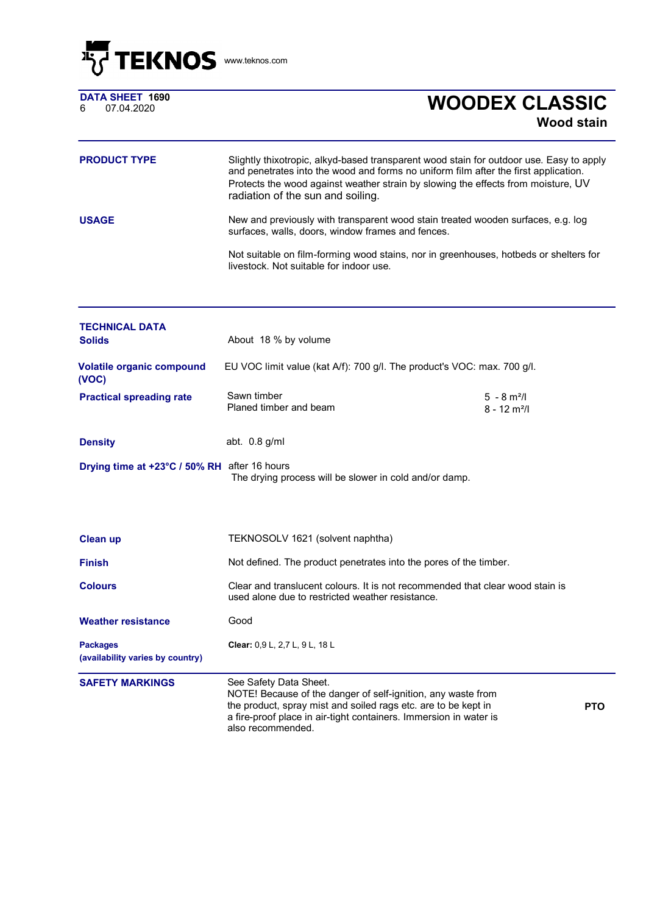TEKNOS www.teknos.com

**DATA SHEET 1690**
6 07.04.2020

# WOODEX CLASSIC

## Wood stain

**PRODUCT TYPE**

Slightly thixotropic, alkyd-based transparent wood stain for outdoor use. Easy to apply and penetrates into the wood and forms no uniform film after the first application. Protects the wood against weather strain by slowing the effects from moisture, UV radiation of the sun and soiling.

**USAGE**

New and previously with transparent wood stain treated wooden surfaces, e.g. log surfaces, walls, doors, window frames and fences.

Not suitable on film-forming wood stains, nor in greenhouses, hotbeds or shelters for livestock. Not suitable for indoor use.

**TECHNICAL DATA**

**Solids**

About 18 % by volume

**Volatile organic compound (VOC)**

EU VOC limit value (kat A/f): 700 g/l. The product's VOC: max. 700 g/l.

**Practical spreading rate**

| | |
|---|---|
| Sawn timber | 5 - 8 m²/l |
| Planed timber and beam | 8 - 12 m²/l |

**Density**

abt. 0.8 g/ml

**Drying time at +23°C / 50% RH**

after 16 hours
The drying process will be slower in cold and/or damp.

**Clean up**

TEKNOSOLV 1621 (solvent naphtha)

**Finish**

Not defined. The product penetrates into the pores of the timber.

**Colours**

Clear and translucent colours. It is not recommended that clear wood stain is used alone due to restricted weather resistance.

**Weather resistance**

Good

**Packages**
**(availability varies by country)**

**Clear:** 0,9 L, 2,7 L, 9 L, 18 L

**SAFETY MARKINGS**

See Safety Data Sheet.
NOTE! Because of the danger of self-ignition, any waste from the product, spray mist and soiled rags etc. are to be kept in a fire-proof place in air-tight containers. Immersion in water is also recommended.

**PTO**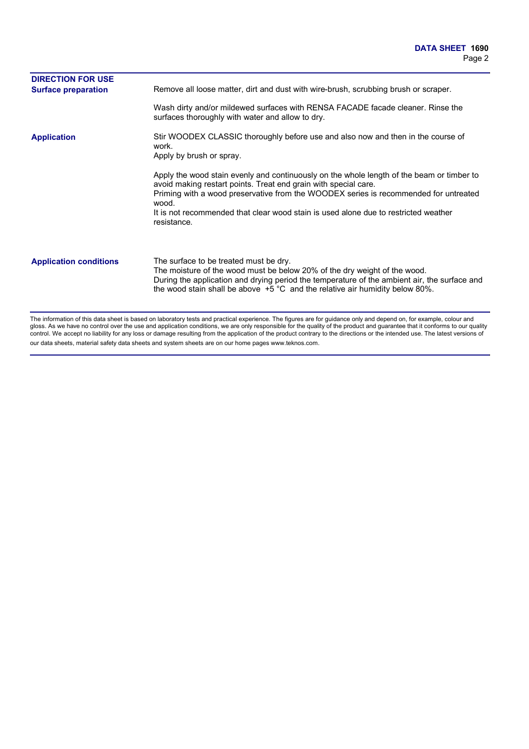## DIRECTION FOR USE

### Surface preparation

Remove all loose matter, dirt and dust with wire-brush, scrubbing brush or scraper.

Wash dirty and/or mildewed surfaces with RENSA FACADE facade cleaner. Rinse the surfaces thoroughly with water and allow to dry.

### Application

Stir WOODEX CLASSIC thoroughly before use and also now and then in the course of work.
Apply by brush or spray.

Apply the wood stain evenly and continuously on the whole length of the beam or timber to avoid making restart points. Treat end grain with special care.
Priming with a wood preservative from the WOODEX series is recommended for untreated wood.
It is not recommended that clear wood stain is used alone due to restricted weather resistance.

### Application conditions

The surface to be treated must be dry.
The moisture of the wood must be below 20% of the dry weight of the wood.
During the application and drying period the temperature of the ambient air, the surface and the wood stain shall be above +5 °C and the relative air humidity below 80%.

---

The information of this data sheet is based on laboratory tests and practical experience. The figures are for guidance only and depend on, for example, colour and gloss. As we have no control over the use and application conditions, we are only responsible for the quality of the product and guarantee that it conforms to our quality control. We accept no liability for any loss or damage resulting from the application of the product contrary to the directions or the intended use. The latest versions of our data sheets, material safety data sheets and system sheets are on our home pages www.teknos.com.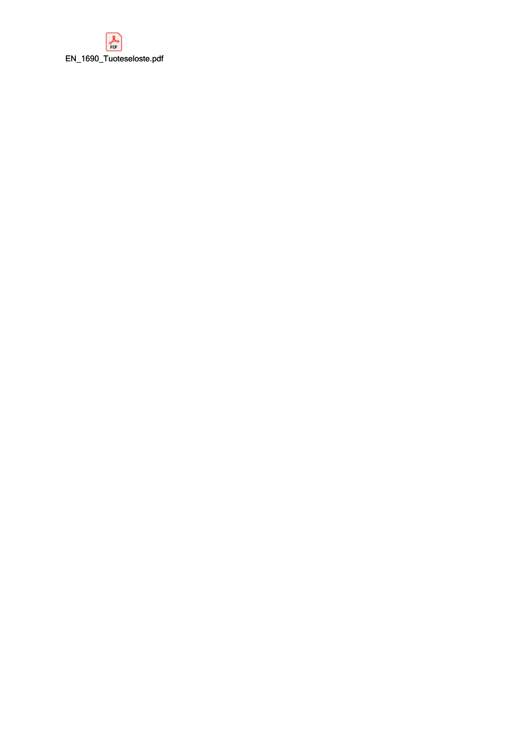EN_1690_Tuoteseloste.pdf